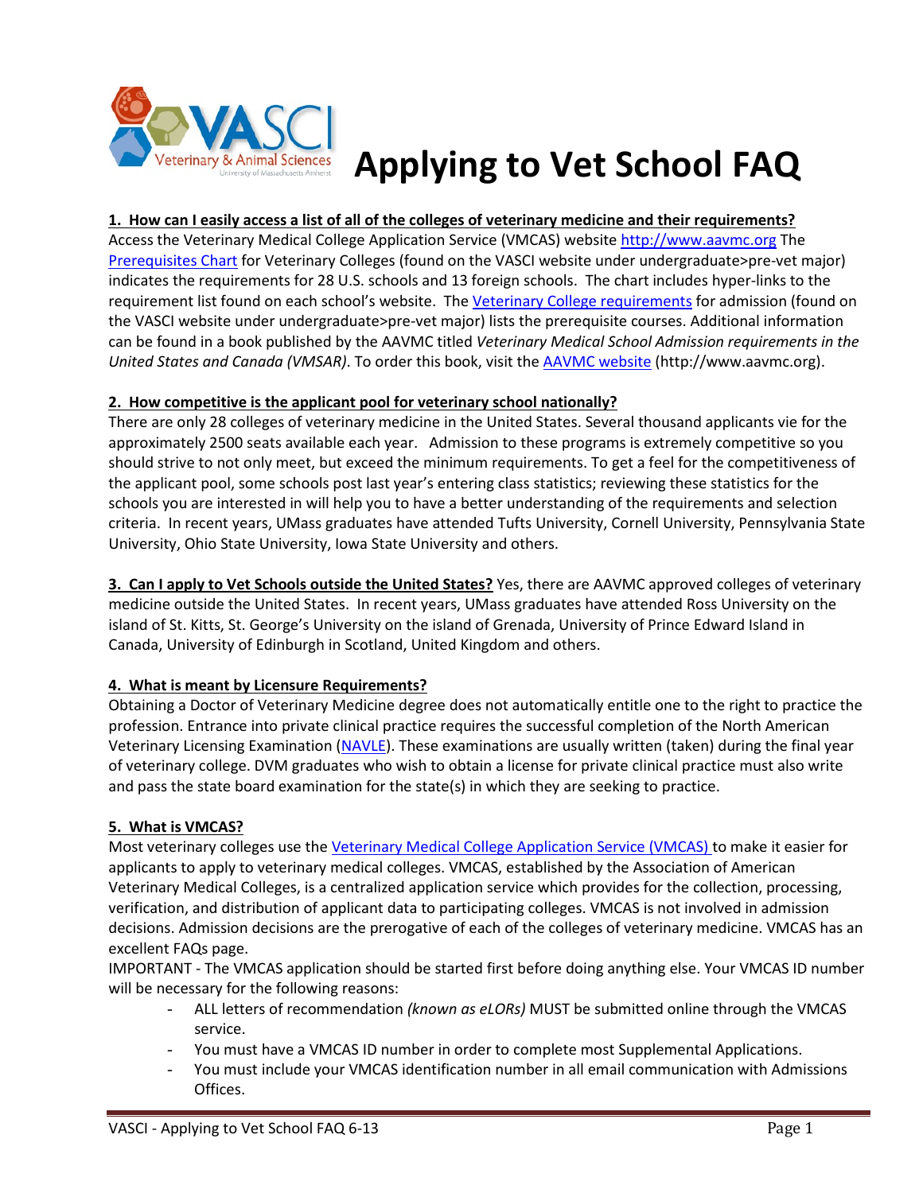# Applying to Vet School FAQ

**1. How can I easily access a list of all of the colleges of veterinary medicine and their requirements?**

Access the Veterinary Medical College Application Service (VMCAS) website [http://www.aavmc.org](http://www.aavmc.org) The [Prerequisites Chart]() for Veterinary Colleges (found on the VASCI website under undergraduate>pre-vet major) indicates the requirements for 28 U.S. schools and 13 foreign schools. The chart includes hyper-links to the requirement list found on each school's website. The [Veterinary College requirements]() for admission (found on the VASCI website under undergraduate>pre-vet major) lists the prerequisite courses. Additional information can be found in a book published by the AAVMC titled *Veterinary Medical School Admission requirements in the United States and Canada (VMSAR)*. To order this book, visit the [AAVMC website]() (http://www.aavmc.org).

**2. How competitive is the applicant pool for veterinary school nationally?**

There are only 28 colleges of veterinary medicine in the United States. Several thousand applicants vie for the approximately 2500 seats available each year. Admission to these programs is extremely competitive so you should strive to not only meet, but exceed the minimum requirements. To get a feel for the competitiveness of the applicant pool, some schools post last year's entering class statistics; reviewing these statistics for the schools you are interested in will help you to have a better understanding of the requirements and selection criteria. In recent years, UMass graduates have attended Tufts University, Cornell University, Pennsylvania State University, Ohio State University, Iowa State University and others.

**3. Can I apply to Vet Schools outside the United States?** Yes, there are AAVMC approved colleges of veterinary medicine outside the United States. In recent years, UMass graduates have attended Ross University on the island of St. Kitts, St. George's University on the island of Grenada, University of Prince Edward Island in Canada, University of Edinburgh in Scotland, United Kingdom and others.

**4. What is meant by Licensure Requirements?**

Obtaining a Doctor of Veterinary Medicine degree does not automatically entitle one to the right to practice the profession. Entrance into private clinical practice requires the successful completion of the North American Veterinary Licensing Examination ([NAVLE]()). These examinations are usually written (taken) during the final year of veterinary college. DVM graduates who wish to obtain a license for private clinical practice must also write and pass the state board examination for the state(s) in which they are seeking to practice.

**5. What is VMCAS?**

Most veterinary colleges use the [Veterinary Medical College Application Service (VMCAS)]() to make it easier for applicants to apply to veterinary medical colleges. VMCAS, established by the Association of American Veterinary Medical Colleges, is a centralized application service which provides for the collection, processing, verification, and distribution of applicant data to participating colleges. VMCAS is not involved in admission decisions. Admission decisions are the prerogative of each of the colleges of veterinary medicine. VMCAS has an excellent FAQs page.

IMPORTANT - The VMCAS application should be started first before doing anything else. Your VMCAS ID number will be necessary for the following reasons:

- ALL letters of recommendation *(known as eLORs)* MUST be submitted online through the VMCAS service.
- You must have a VMCAS ID number in order to complete most Supplemental Applications.
- You must include your VMCAS identification number in all email communication with Admissions Offices.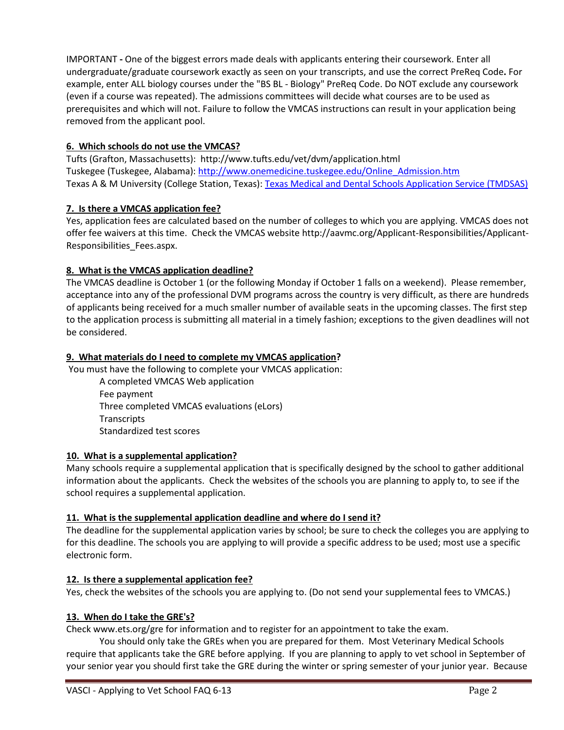IMPORTANT **-** One of the biggest errors made deals with applicants entering their coursework. Enter all undergraduate/graduate coursework exactly as seen on your transcripts, and use the correct PreReq Code**.** For example, enter ALL biology courses under the "BS BL - Biology" PreReq Code. Do NOT exclude any coursework (even if a course was repeated). The admissions committees will decide what courses are to be used as prerequisites and which will not. Failure to follow the VMCAS instructions can result in your application being removed from the applicant pool.

**6. Which schools do not use the VMCAS?**

Tufts (Grafton, Massachusetts): http://www.tufts.edu/vet/dvm/application.html
Tuskegee (Tuskegee, Alabama): [http://www.onemedicine.tuskegee.edu/Online_Admission.htm](http://www.onemedicine.tuskegee.edu/Online_Admission.htm)
Texas A & M University (College Station, Texas): Texas Medical and Dental Schools Application Service (TMDSAS)

**7. Is there a VMCAS application fee?**

Yes, application fees are calculated based on the number of colleges to which you are applying. VMCAS does not offer fee waivers at this time. Check the VMCAS website http://aavmc.org/Applicant-Responsibilities/Applicant-Responsibilities_Fees.aspx.

**8. What is the VMCAS application deadline?**

The VMCAS deadline is October 1 (or the following Monday if October 1 falls on a weekend). Please remember, acceptance into any of the professional DVM programs across the country is very difficult, as there are hundreds of applicants being received for a much smaller number of available seats in the upcoming classes. The first step to the application process is submitting all material in a timely fashion; exceptions to the given deadlines will not be considered.

**9. What materials do I need to complete my VMCAS application?**

You must have the following to complete your VMCAS application:

- A completed VMCAS Web application
- Fee payment
- Three completed VMCAS evaluations (eLors)
- Transcripts
- Standardized test scores

**10. What is a supplemental application?**

Many schools require a supplemental application that is specifically designed by the school to gather additional information about the applicants. Check the websites of the schools you are planning to apply to, to see if the school requires a supplemental application.

**11. What is the supplemental application deadline and where do I send it?**

The deadline for the supplemental application varies by school; be sure to check the colleges you are applying to for this deadline. The schools you are applying to will provide a specific address to be used; most use a specific electronic form.

**12. Is there a supplemental application fee?**

Yes, check the websites of the schools you are applying to. (Do not send your supplemental fees to VMCAS.)

**13. When do I take the GRE's?**

Check www.ets.org/gre for information and to register for an appointment to take the exam.

You should only take the GREs when you are prepared for them. Most Veterinary Medical Schools require that applicants take the GRE before applying. If you are planning to apply to vet school in September of your senior year you should first take the GRE during the winter or spring semester of your junior year. Because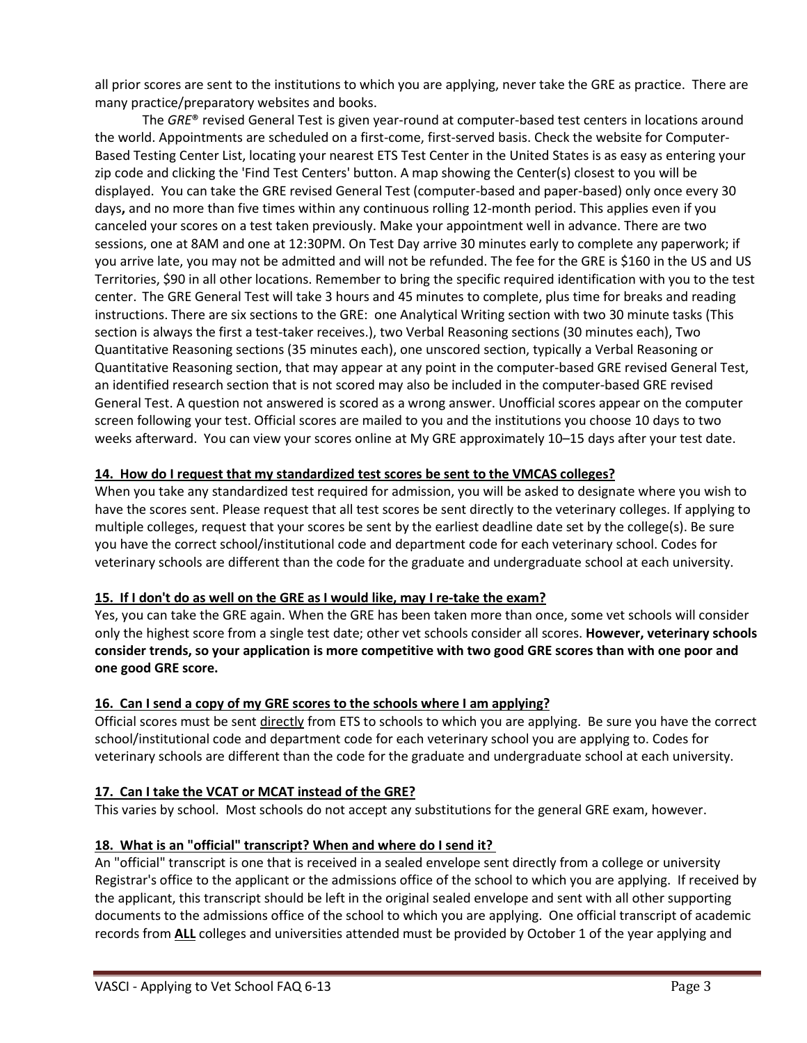all prior scores are sent to the institutions to which you are applying, never take the GRE as practice. There are many practice/preparatory websites and books.

The *GRE*® revised General Test is given year-round at computer-based test centers in locations around the world. Appointments are scheduled on a first-come, first-served basis. Check the website for Computer-Based Testing Center List, locating your nearest ETS Test Center in the United States is as easy as entering your zip code and clicking the 'Find Test Centers' button. A map showing the Center(s) closest to you will be displayed. You can take the GRE revised General Test (computer-based and paper-based) only once every 30 days**,** and no more than five times within any continuous rolling 12-month period. This applies even if you canceled your scores on a test taken previously. Make your appointment well in advance. There are two sessions, one at 8AM and one at 12:30PM. On Test Day arrive 30 minutes early to complete any paperwork; if you arrive late, you may not be admitted and will not be refunded. The fee for the GRE is $160 in the US and US Territories, $90 in all other locations. Remember to bring the specific required identification with you to the test center. The GRE General Test will take 3 hours and 45 minutes to complete, plus time for breaks and reading instructions. There are six sections to the GRE: one Analytical Writing section with two 30 minute tasks (This section is always the first a test-taker receives.), two Verbal Reasoning sections (30 minutes each), Two Quantitative Reasoning sections (35 minutes each), one unscored section, typically a Verbal Reasoning or Quantitative Reasoning section, that may appear at any point in the computer-based GRE revised General Test, an identified research section that is not scored may also be included in the computer-based GRE revised General Test. A question not answered is scored as a wrong answer. Unofficial scores appear on the computer screen following your test. Official scores are mailed to you and the institutions you choose 10 days to two weeks afterward. You can view your scores online at My GRE approximately 10–15 days after your test date.

**14. How do I request that my standardized test scores be sent to the VMCAS colleges?**

When you take any standardized test required for admission, you will be asked to designate where you wish to have the scores sent. Please request that all test scores be sent directly to the veterinary colleges. If applying to multiple colleges, request that your scores be sent by the earliest deadline date set by the college(s). Be sure you have the correct school/institutional code and department code for each veterinary school. Codes for veterinary schools are different than the code for the graduate and undergraduate school at each university.

**15. If I don't do as well on the GRE as I would like, may I re-take the exam?**

Yes, you can take the GRE again. When the GRE has been taken more than once, some vet schools will consider only the highest score from a single test date; other vet schools consider all scores. **However, veterinary schools consider trends, so your application is more competitive with two good GRE scores than with one poor and one good GRE score.**

**16. Can I send a copy of my GRE scores to the schools where I am applying?**

Official scores must be sent directly from ETS to schools to which you are applying. Be sure you have the correct school/institutional code and department code for each veterinary school you are applying to. Codes for veterinary schools are different than the code for the graduate and undergraduate school at each university.

**17. Can I take the VCAT or MCAT instead of the GRE?**

This varies by school. Most schools do not accept any substitutions for the general GRE exam, however.

**18. What is an "official" transcript? When and where do I send it?**

An "official" transcript is one that is received in a sealed envelope sent directly from a college or university Registrar's office to the applicant or the admissions office of the school to which you are applying. If received by the applicant, this transcript should be left in the original sealed envelope and sent with all other supporting documents to the admissions office of the school to which you are applying. One official transcript of academic records from **ALL** colleges and universities attended must be provided by October 1 of the year applying and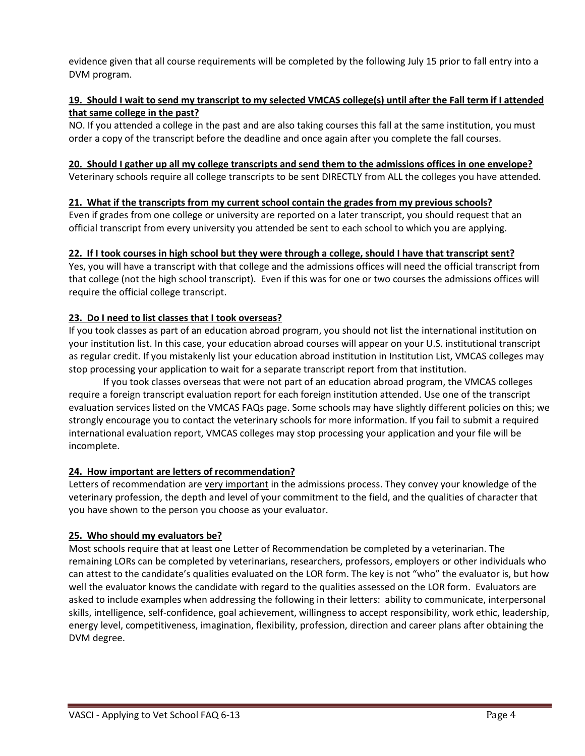evidence given that all course requirements will be completed by the following July 15 prior to fall entry into a DVM program.

**19. Should I wait to send my transcript to my selected VMCAS college(s) until after the Fall term if I attended that same college in the past?**

NO. If you attended a college in the past and are also taking courses this fall at the same institution, you must order a copy of the transcript before the deadline and once again after you complete the fall courses.

**20. Should I gather up all my college transcripts and send them to the admissions offices in one envelope?**

Veterinary schools require all college transcripts to be sent DIRECTLY from ALL the colleges you have attended.

**21. What if the transcripts from my current school contain the grades from my previous schools?**

Even if grades from one college or university are reported on a later transcript, you should request that an official transcript from every university you attended be sent to each school to which you are applying.

**22. If I took courses in high school but they were through a college, should I have that transcript sent?**

Yes, you will have a transcript with that college and the admissions offices will need the official transcript from that college (not the high school transcript). Even if this was for one or two courses the admissions offices will require the official college transcript.

**23. Do I need to list classes that I took overseas?**

If you took classes as part of an education abroad program, you should not list the international institution on your institution list. In this case, your education abroad courses will appear on your U.S. institutional transcript as regular credit. If you mistakenly list your education abroad institution in Institution List, VMCAS colleges may stop processing your application to wait for a separate transcript report from that institution.

If you took classes overseas that were not part of an education abroad program, the VMCAS colleges require a foreign transcript evaluation report for each foreign institution attended. Use one of the transcript evaluation services listed on the VMCAS FAQs page. Some schools may have slightly different policies on this; we strongly encourage you to contact the veterinary schools for more information. If you fail to submit a required international evaluation report, VMCAS colleges may stop processing your application and your file will be incomplete.

**24. How important are letters of recommendation?**

Letters of recommendation are very important in the admissions process. They convey your knowledge of the veterinary profession, the depth and level of your commitment to the field, and the qualities of character that you have shown to the person you choose as your evaluator.

**25. Who should my evaluators be?**

Most schools require that at least one Letter of Recommendation be completed by a veterinarian. The remaining LORs can be completed by veterinarians, researchers, professors, employers or other individuals who can attest to the candidate's qualities evaluated on the LOR form. The key is not "who" the evaluator is, but how well the evaluator knows the candidate with regard to the qualities assessed on the LOR form. Evaluators are asked to include examples when addressing the following in their letters: ability to communicate, interpersonal skills, intelligence, self-confidence, goal achievement, willingness to accept responsibility, work ethic, leadership, energy level, competitiveness, imagination, flexibility, profession, direction and career plans after obtaining the DVM degree.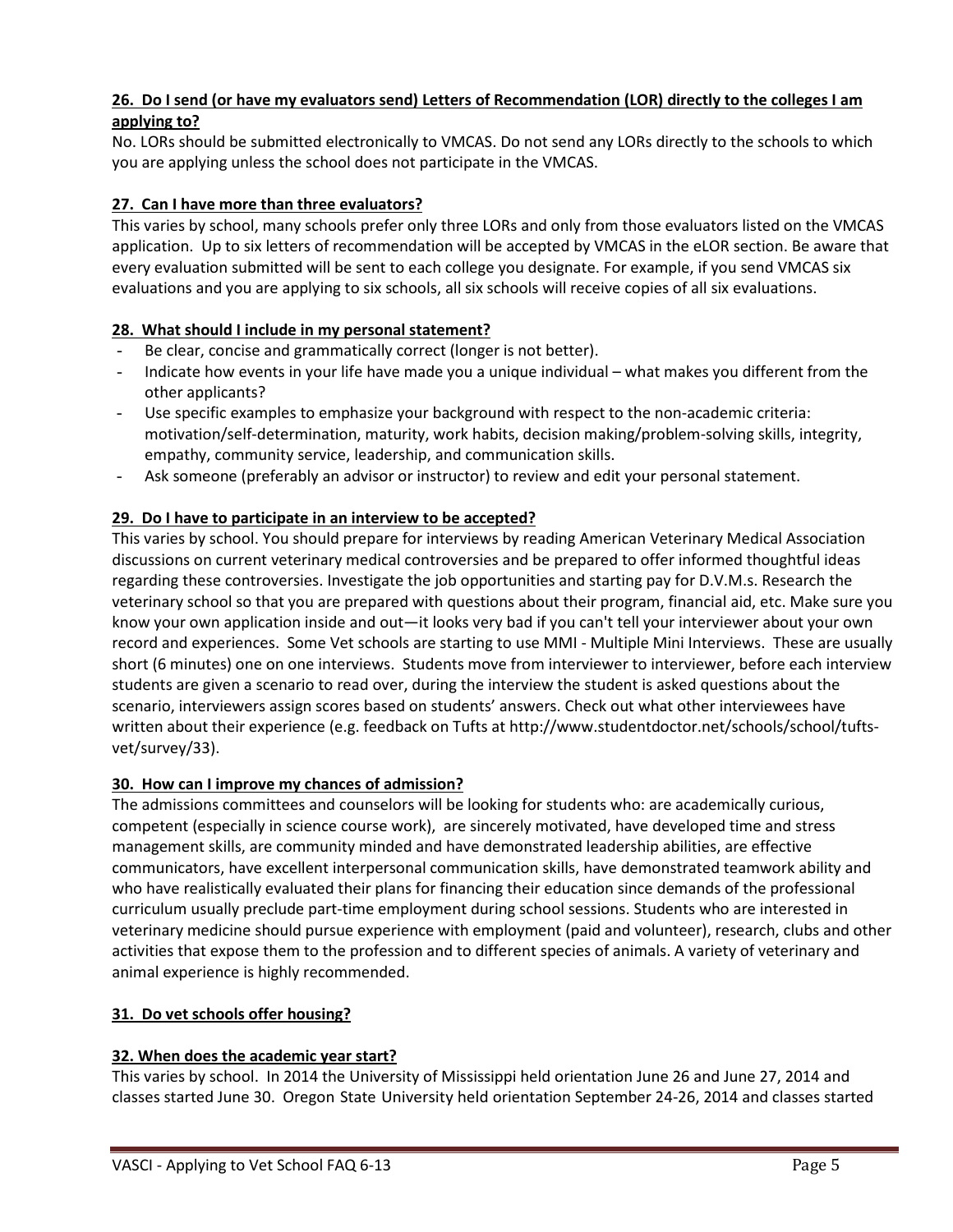**26. Do I send (or have my evaluators send) Letters of Recommendation (LOR) directly to the colleges I am applying to?**

No. LORs should be submitted electronically to VMCAS. Do not send any LORs directly to the schools to which you are applying unless the school does not participate in the VMCAS.

**27. Can I have more than three evaluators?**

This varies by school, many schools prefer only three LORs and only from those evaluators listed on the VMCAS application. Up to six letters of recommendation will be accepted by VMCAS in the eLOR section. Be aware that every evaluation submitted will be sent to each college you designate. For example, if you send VMCAS six evaluations and you are applying to six schools, all six schools will receive copies of all six evaluations.

**28. What should I include in my personal statement?**

- Be clear, concise and grammatically correct (longer is not better).
- Indicate how events in your life have made you a unique individual – what makes you different from the other applicants?
- Use specific examples to emphasize your background with respect to the non-academic criteria: motivation/self-determination, maturity, work habits, decision making/problem-solving skills, integrity, empathy, community service, leadership, and communication skills.
- Ask someone (preferably an advisor or instructor) to review and edit your personal statement.

**29. Do I have to participate in an interview to be accepted?**

This varies by school. You should prepare for interviews by reading American Veterinary Medical Association discussions on current veterinary medical controversies and be prepared to offer informed thoughtful ideas regarding these controversies. Investigate the job opportunities and starting pay for D.V.M.s. Research the veterinary school so that you are prepared with questions about their program, financial aid, etc. Make sure you know your own application inside and out—it looks very bad if you can't tell your interviewer about your own record and experiences. Some Vet schools are starting to use MMI - Multiple Mini Interviews. These are usually short (6 minutes) one on one interviews. Students move from interviewer to interviewer, before each interview students are given a scenario to read over, during the interview the student is asked questions about the scenario, interviewers assign scores based on students' answers. Check out what other interviewees have written about their experience (e.g. feedback on Tufts at http://www.studentdoctor.net/schools/school/tufts-vet/survey/33).

**30. How can I improve my chances of admission?**

The admissions committees and counselors will be looking for students who: are academically curious, competent (especially in science course work), are sincerely motivated, have developed time and stress management skills, are community minded and have demonstrated leadership abilities, are effective communicators, have excellent interpersonal communication skills, have demonstrated teamwork ability and who have realistically evaluated their plans for financing their education since demands of the professional curriculum usually preclude part-time employment during school sessions. Students who are interested in veterinary medicine should pursue experience with employment (paid and volunteer), research, clubs and other activities that expose them to the profession and to different species of animals. A variety of veterinary and animal experience is highly recommended.

**31. Do vet schools offer housing?**

**32. When does the academic year start?**

This varies by school. In 2014 the University of Mississippi held orientation June 26 and June 27, 2014 and classes started June 30. Oregon State University held orientation September 24-26, 2014 and classes started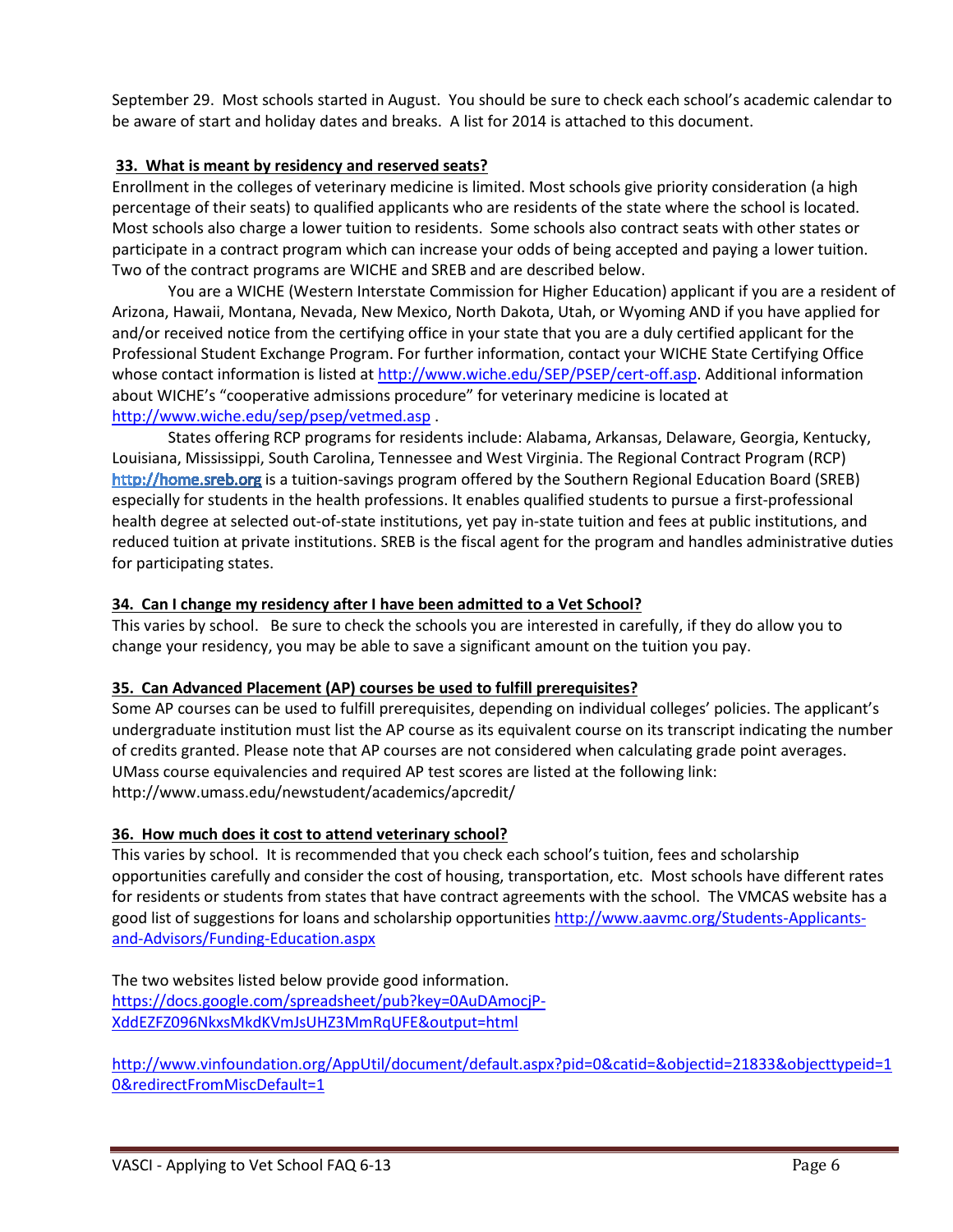September 29. Most schools started in August. You should be sure to check each school's academic calendar to be aware of start and holiday dates and breaks. A list for 2014 is attached to this document.

**33. What is meant by residency and reserved seats?**

Enrollment in the colleges of veterinary medicine is limited. Most schools give priority consideration (a high percentage of their seats) to qualified applicants who are residents of the state where the school is located. Most schools also charge a lower tuition to residents. Some schools also contract seats with other states or participate in a contract program which can increase your odds of being accepted and paying a lower tuition. Two of the contract programs are WICHE and SREB and are described below.

You are a WICHE (Western Interstate Commission for Higher Education) applicant if you are a resident of Arizona, Hawaii, Montana, Nevada, New Mexico, North Dakota, Utah, or Wyoming AND if you have applied for and/or received notice from the certifying office in your state that you are a duly certified applicant for the Professional Student Exchange Program. For further information, contact your WICHE State Certifying Office whose contact information is listed at http://www.wiche.edu/SEP/PSEP/cert-off.asp. Additional information about WICHE's "cooperative admissions procedure" for veterinary medicine is located at http://www.wiche.edu/sep/psep/vetmed.asp .

States offering RCP programs for residents include: Alabama, Arkansas, Delaware, Georgia, Kentucky, Louisiana, Mississippi, South Carolina, Tennessee and West Virginia. The Regional Contract Program (RCP) http://home.sreb.org is a tuition-savings program offered by the Southern Regional Education Board (SREB) especially for students in the health professions. It enables qualified students to pursue a first-professional health degree at selected out-of-state institutions, yet pay in-state tuition and fees at public institutions, and reduced tuition at private institutions. SREB is the fiscal agent for the program and handles administrative duties for participating states.

**34. Can I change my residency after I have been admitted to a Vet School?**

This varies by school. Be sure to check the schools you are interested in carefully, if they do allow you to change your residency, you may be able to save a significant amount on the tuition you pay.

**35. Can Advanced Placement (AP) courses be used to fulfill prerequisites?**

Some AP courses can be used to fulfill prerequisites, depending on individual colleges' policies. The applicant's undergraduate institution must list the AP course as its equivalent course on its transcript indicating the number of credits granted. Please note that AP courses are not considered when calculating grade point averages. UMass course equivalencies and required AP test scores are listed at the following link: http://www.umass.edu/newstudent/academics/apcredit/

**36. How much does it cost to attend veterinary school?**

This varies by school. It is recommended that you check each school's tuition, fees and scholarship opportunities carefully and consider the cost of housing, transportation, etc. Most schools have different rates for residents or students from states that have contract agreements with the school. The VMCAS website has a good list of suggestions for loans and scholarship opportunities http://www.aavmc.org/Students-Applicants-and-Advisors/Funding-Education.aspx

The two websites listed below provide good information.
https://docs.google.com/spreadsheet/pub?key=0AuDAmocjP-XddEZFZ096NkxsMkdKVmJsUHZ3MmRqUFE&output=html

http://www.vinfoundation.org/AppUtil/document/default.aspx?pid=0&catid=&objectid=21833&objecttypeid=10&redirectFromMiscDefault=1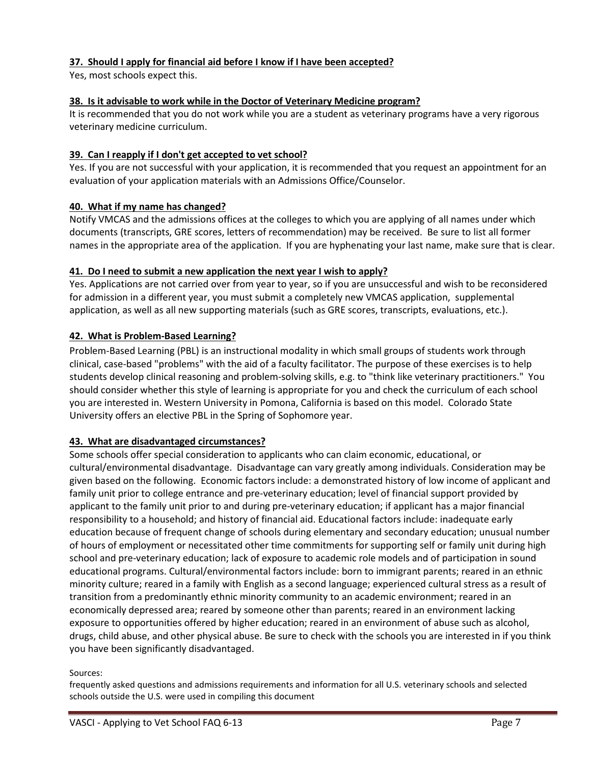**37. Should I apply for financial aid before I know if I have been accepted?**

Yes, most schools expect this.

**38. Is it advisable to work while in the Doctor of Veterinary Medicine program?**

It is recommended that you do not work while you are a student as veterinary programs have a very rigorous veterinary medicine curriculum.

**39. Can I reapply if I don't get accepted to vet school?**

Yes. If you are not successful with your application, it is recommended that you request an appointment for an evaluation of your application materials with an Admissions Office/Counselor.

**40. What if my name has changed?**

Notify VMCAS and the admissions offices at the colleges to which you are applying of all names under which documents (transcripts, GRE scores, letters of recommendation) may be received. Be sure to list all former names in the appropriate area of the application. If you are hyphenating your last name, make sure that is clear.

**41. Do I need to submit a new application the next year I wish to apply?**

Yes. Applications are not carried over from year to year, so if you are unsuccessful and wish to be reconsidered for admission in a different year, you must submit a completely new VMCAS application, supplemental application, as well as all new supporting materials (such as GRE scores, transcripts, evaluations, etc.).

**42. What is Problem-Based Learning?**

Problem-Based Learning (PBL) is an instructional modality in which small groups of students work through clinical, case-based "problems" with the aid of a faculty facilitator. The purpose of these exercises is to help students develop clinical reasoning and problem-solving skills, e.g. to "think like veterinary practitioners." You should consider whether this style of learning is appropriate for you and check the curriculum of each school you are interested in. Western University in Pomona, California is based on this model. Colorado State University offers an elective PBL in the Spring of Sophomore year.

**43. What are disadvantaged circumstances?**

Some schools offer special consideration to applicants who can claim economic, educational, or cultural/environmental disadvantage. Disadvantage can vary greatly among individuals. Consideration may be given based on the following. Economic factors include: a demonstrated history of low income of applicant and family unit prior to college entrance and pre-veterinary education; level of financial support provided by applicant to the family unit prior to and during pre-veterinary education; if applicant has a major financial responsibility to a household; and history of financial aid. Educational factors include: inadequate early education because of frequent change of schools during elementary and secondary education; unusual number of hours of employment or necessitated other time commitments for supporting self or family unit during high school and pre-veterinary education; lack of exposure to academic role models and of participation in sound educational programs. Cultural/environmental factors include: born to immigrant parents; reared in an ethnic minority culture; reared in a family with English as a second language; experienced cultural stress as a result of transition from a predominantly ethnic minority community to an academic environment; reared in an economically depressed area; reared by someone other than parents; reared in an environment lacking exposure to opportunities offered by higher education; reared in an environment of abuse such as alcohol, drugs, child abuse, and other physical abuse. Be sure to check with the schools you are interested in if you think you have been significantly disadvantaged.

Sources:
frequently asked questions and admissions requirements and information for all U.S. veterinary schools and selected schools outside the U.S. were used in compiling this document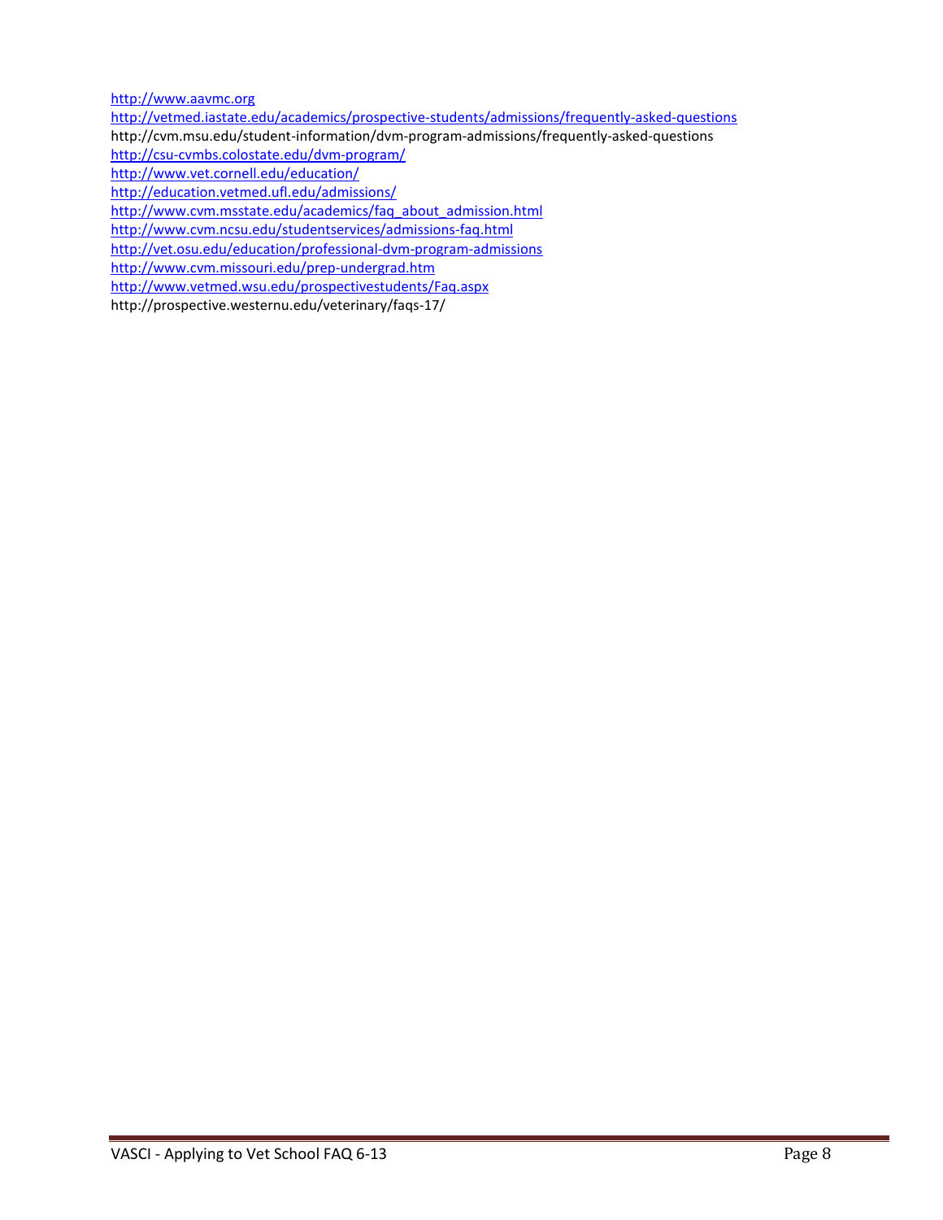http://www.aavmc.org
http://vetmed.iastate.edu/academics/prospective-students/admissions/frequently-asked-questions
http://cvm.msu.edu/student-information/dvm-program-admissions/frequently-asked-questions
http://csu-cvmbs.colostate.edu/dvm-program/
http://www.vet.cornell.edu/education/
http://education.vetmed.ufl.edu/admissions/
http://www.cvm.msstate.edu/academics/faq_about_admission.html
http://www.cvm.ncsu.edu/studentservices/admissions-faq.html
http://vet.osu.edu/education/professional-dvm-program-admissions
http://www.cvm.missouri.edu/prep-undergrad.htm
http://www.vetmed.wsu.edu/prospectivestudents/Faq.aspx
http://prospective.westernu.edu/veterinary/faqs-17/